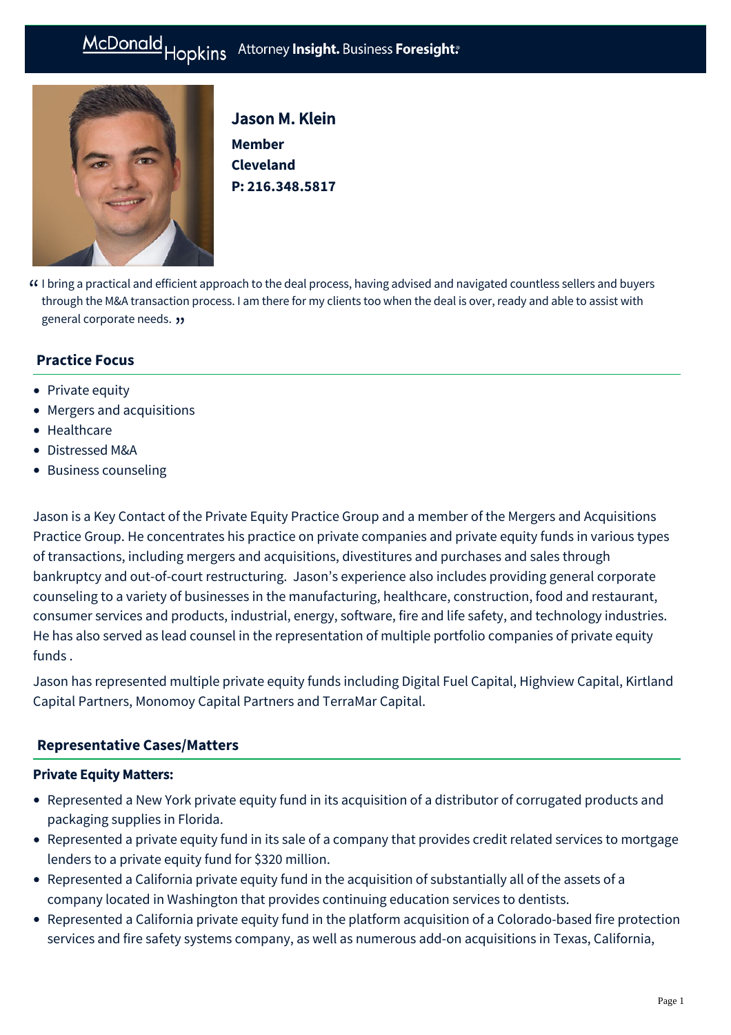# Jason M. Klein

**Member**
**Cleveland**
**P: 216.348.5817**

> "I bring a practical and efficient approach to the deal process, having advised and navigated countless sellers and buyers through the M&A transaction process. I am there for my clients too when the deal is over, ready and able to assist with general corporate needs."

## Practice Focus

- Private equity
- Mergers and acquisitions
- Healthcare
- Distressed M&A
- Business counseling

Jason is a Key Contact of the Private Equity Practice Group and a member of the Mergers and Acquisitions Practice Group. He concentrates his practice on private companies and private equity funds in various types of transactions, including mergers and acquisitions, divestitures and purchases and sales through bankruptcy and out-of-court restructuring. Jason's experience also includes providing general corporate counseling to a variety of businesses in the manufacturing, healthcare, construction, food and restaurant, consumer services and products, industrial, energy, software, fire and life safety, and technology industries. He has also served as lead counsel in the representation of multiple portfolio companies of private equity funds .

Jason has represented multiple private equity funds including Digital Fuel Capital, Highview Capital, Kirtland Capital Partners, Monomoy Capital Partners and TerraMar Capital.

## Representative Cases/Matters

### Private Equity Matters:

- Represented a New York private equity fund in its acquisition of a distributor of corrugated products and packaging supplies in Florida.
- Represented a private equity fund in its sale of a company that provides credit related services to mortgage lenders to a private equity fund for $320 million.
- Represented a California private equity fund in the acquisition of substantially all of the assets of a company located in Washington that provides continuing education services to dentists.
- Represented a California private equity fund in the platform acquisition of a Colorado-based fire protection services and fire safety systems company, as well as numerous add-on acquisitions in Texas, California,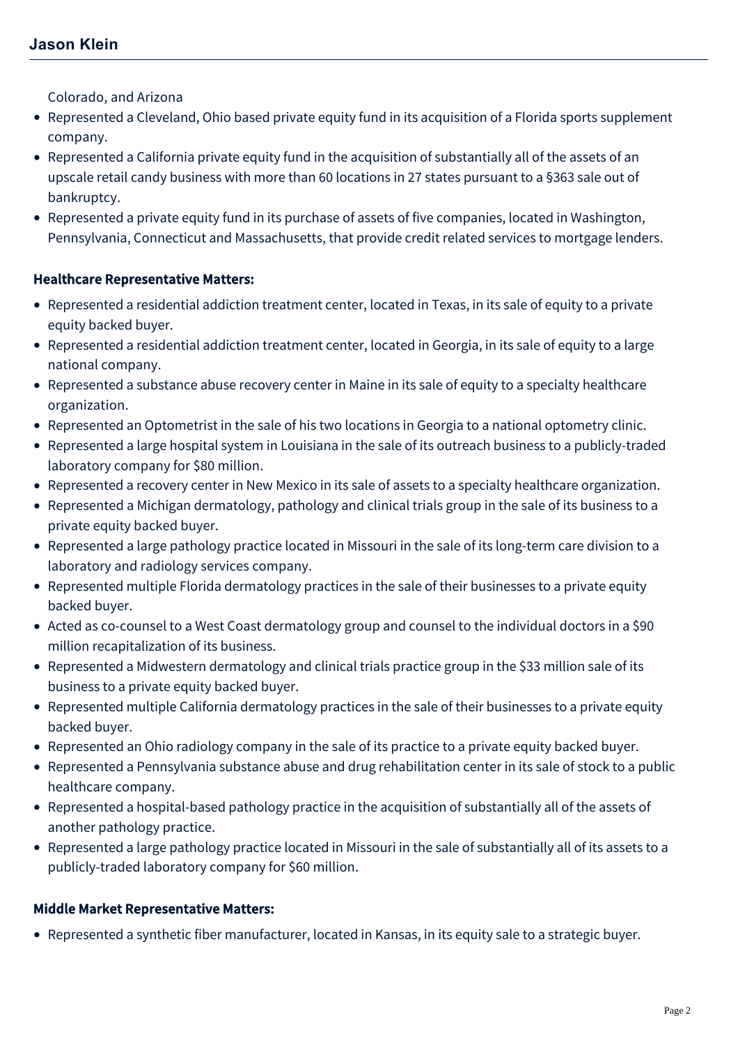Colorado, and Arizona

- Represented a Cleveland, Ohio based private equity fund in its acquisition of a Florida sports supplement company.
- Represented a California private equity fund in the acquisition of substantially all of the assets of an upscale retail candy business with more than 60 locations in 27 states pursuant to a §363 sale out of bankruptcy.
- Represented a private equity fund in its purchase of assets of five companies, located in Washington, Pennsylvania, Connecticut and Massachusetts, that provide credit related services to mortgage lenders.

**Healthcare Representative Matters:**

- Represented a residential addiction treatment center, located in Texas, in its sale of equity to a private equity backed buyer.
- Represented a residential addiction treatment center, located in Georgia, in its sale of equity to a large national company.
- Represented a substance abuse recovery center in Maine in its sale of equity to a specialty healthcare organization.
- Represented an Optometrist in the sale of his two locations in Georgia to a national optometry clinic.
- Represented a large hospital system in Louisiana in the sale of its outreach business to a publicly-traded laboratory company for $80 million.
- Represented a recovery center in New Mexico in its sale of assets to a specialty healthcare organization.
- Represented a Michigan dermatology, pathology and clinical trials group in the sale of its business to a private equity backed buyer.
- Represented a large pathology practice located in Missouri in the sale of its long-term care division to a laboratory and radiology services company.
- Represented multiple Florida dermatology practices in the sale of their businesses to a private equity backed buyer.
- Acted as co-counsel to a West Coast dermatology group and counsel to the individual doctors in a $90 million recapitalization of its business.
- Represented a Midwestern dermatology and clinical trials practice group in the $33 million sale of its business to a private equity backed buyer.
- Represented multiple California dermatology practices in the sale of their businesses to a private equity backed buyer.
- Represented an Ohio radiology company in the sale of its practice to a private equity backed buyer.
- Represented a Pennsylvania substance abuse and drug rehabilitation center in its sale of stock to a public healthcare company.
- Represented a hospital-based pathology practice in the acquisition of substantially all of the assets of another pathology practice.
- Represented a large pathology practice located in Missouri in the sale of substantially all of its assets to a publicly-traded laboratory company for $60 million.

**Middle Market Representative Matters:**

- Represented a synthetic fiber manufacturer, located in Kansas, in its equity sale to a strategic buyer.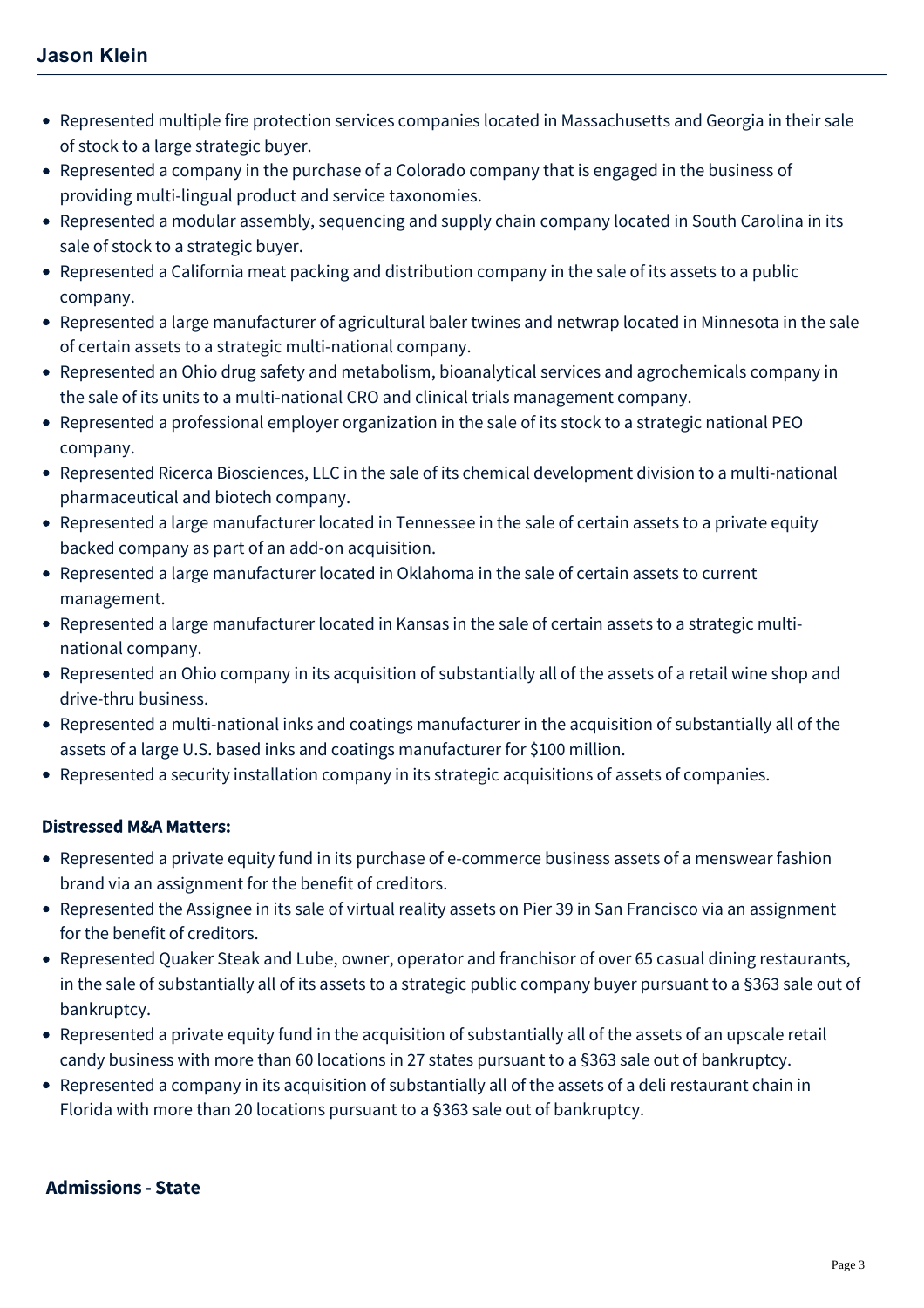- Represented multiple fire protection services companies located in Massachusetts and Georgia in their sale of stock to a large strategic buyer.
- Represented a company in the purchase of a Colorado company that is engaged in the business of providing multi-lingual product and service taxonomies.
- Represented a modular assembly, sequencing and supply chain company located in South Carolina in its sale of stock to a strategic buyer.
- Represented a California meat packing and distribution company in the sale of its assets to a public company.
- Represented a large manufacturer of agricultural baler twines and netwrap located in Minnesota in the sale of certain assets to a strategic multi-national company.
- Represented an Ohio drug safety and metabolism, bioanalytical services and agrochemicals company in the sale of its units to a multi-national CRO and clinical trials management company.
- Represented a professional employer organization in the sale of its stock to a strategic national PEO company.
- Represented Ricerca Biosciences, LLC in the sale of its chemical development division to a multi-national pharmaceutical and biotech company.
- Represented a large manufacturer located in Tennessee in the sale of certain assets to a private equity backed company as part of an add-on acquisition.
- Represented a large manufacturer located in Oklahoma in the sale of certain assets to current management.
- Represented a large manufacturer located in Kansas in the sale of certain assets to a strategic multi-national company.
- Represented an Ohio company in its acquisition of substantially all of the assets of a retail wine shop and drive-thru business.
- Represented a multi-national inks and coatings manufacturer in the acquisition of substantially all of the assets of a large U.S. based inks and coatings manufacturer for $100 million.
- Represented a security installation company in its strategic acquisitions of assets of companies.

**Distressed M&A Matters:**

- Represented a private equity fund in its purchase of e-commerce business assets of a menswear fashion brand via an assignment for the benefit of creditors.
- Represented the Assignee in its sale of virtual reality assets on Pier 39 in San Francisco via an assignment for the benefit of creditors.
- Represented Quaker Steak and Lube, owner, operator and franchisor of over 65 casual dining restaurants, in the sale of substantially all of its assets to a strategic public company buyer pursuant to a §363 sale out of bankruptcy.
- Represented a private equity fund in the acquisition of substantially all of the assets of an upscale retail candy business with more than 60 locations in 27 states pursuant to a §363 sale out of bankruptcy.
- Represented a company in its acquisition of substantially all of the assets of a deli restaurant chain in Florida with more than 20 locations pursuant to a §363 sale out of bankruptcy.

## Admissions - State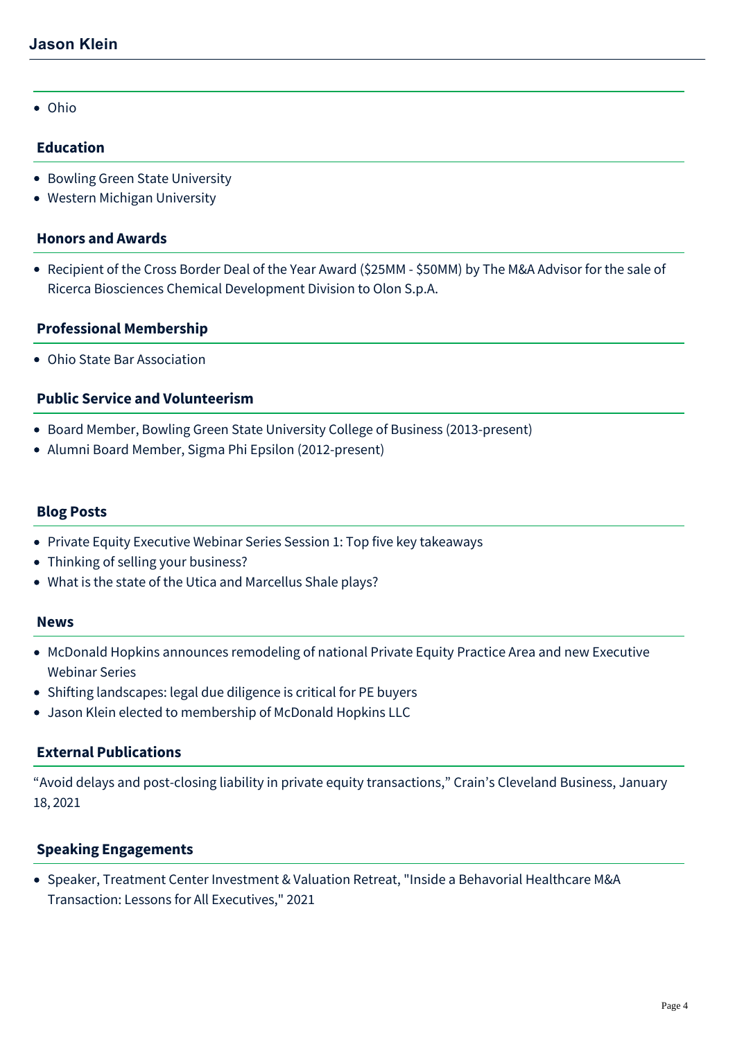- Ohio

## Education

- Bowling Green State University
- Western Michigan University

## Honors and Awards

- Recipient of the Cross Border Deal of the Year Award ($25MM - $50MM) by The M&A Advisor for the sale of Ricerca Biosciences Chemical Development Division to Olon S.p.A.

## Professional Membership

- Ohio State Bar Association

## Public Service and Volunteerism

- Board Member, Bowling Green State University College of Business (2013-present)
- Alumni Board Member, Sigma Phi Epsilon (2012-present)

## Blog Posts

- Private Equity Executive Webinar Series Session 1: Top five key takeaways
- Thinking of selling your business?
- What is the state of the Utica and Marcellus Shale plays?

## News

- McDonald Hopkins announces remodeling of national Private Equity Practice Area and new Executive Webinar Series
- Shifting landscapes: legal due diligence is critical for PE buyers
- Jason Klein elected to membership of McDonald Hopkins LLC

## External Publications

"Avoid delays and post-closing liability in private equity transactions," Crain's Cleveland Business, January 18, 2021

## Speaking Engagements

- Speaker, Treatment Center Investment & Valuation Retreat, "Inside a Behavorial Healthcare M&A Transaction: Lessons for All Executives," 2021